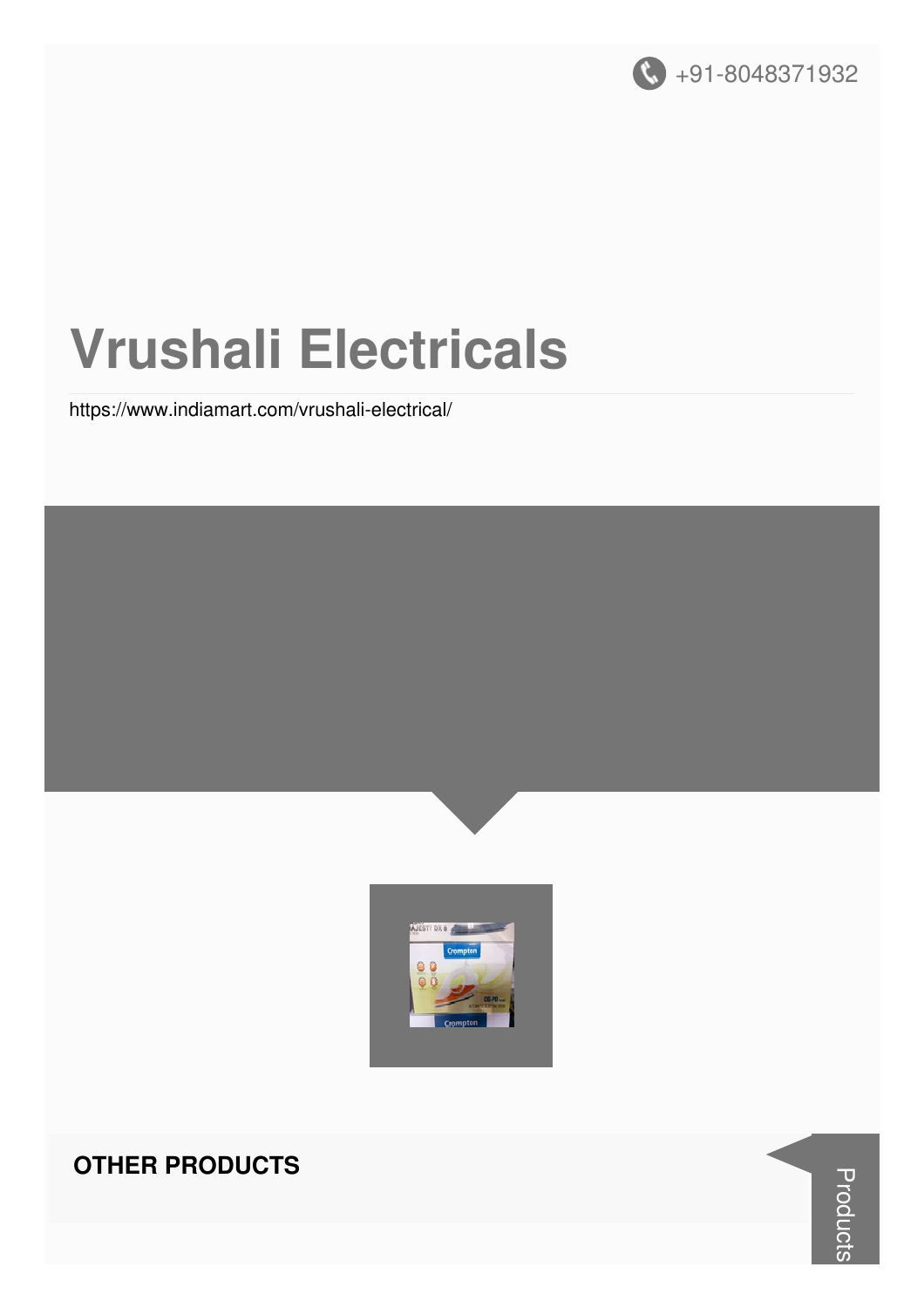+91-8048371932

# Vrushali Electricals

https://www.indiamart.com/vrushali-electrical/

## OTHER PRODUCTS

Products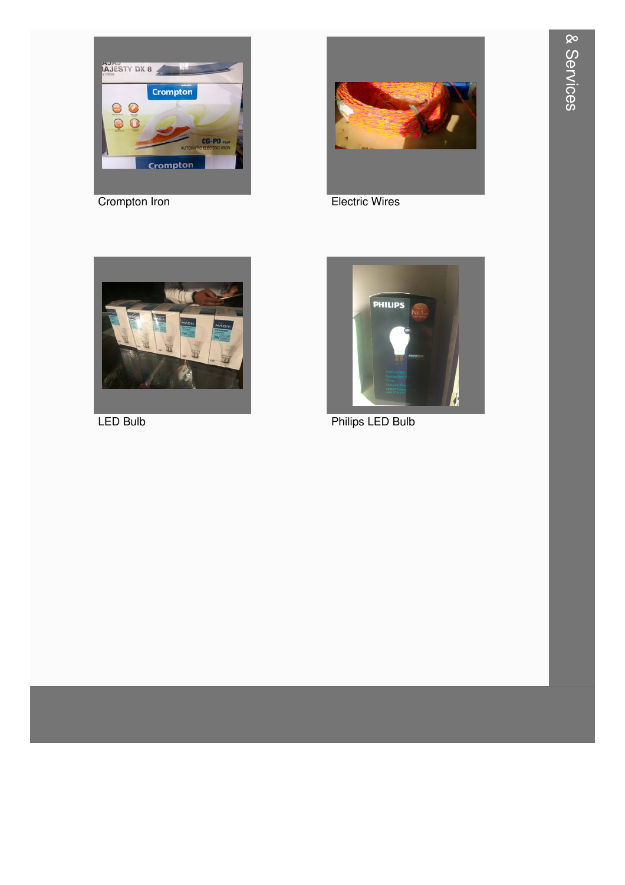Crompton Iron

Electric Wires

LED Bulb

Philips LED Bulb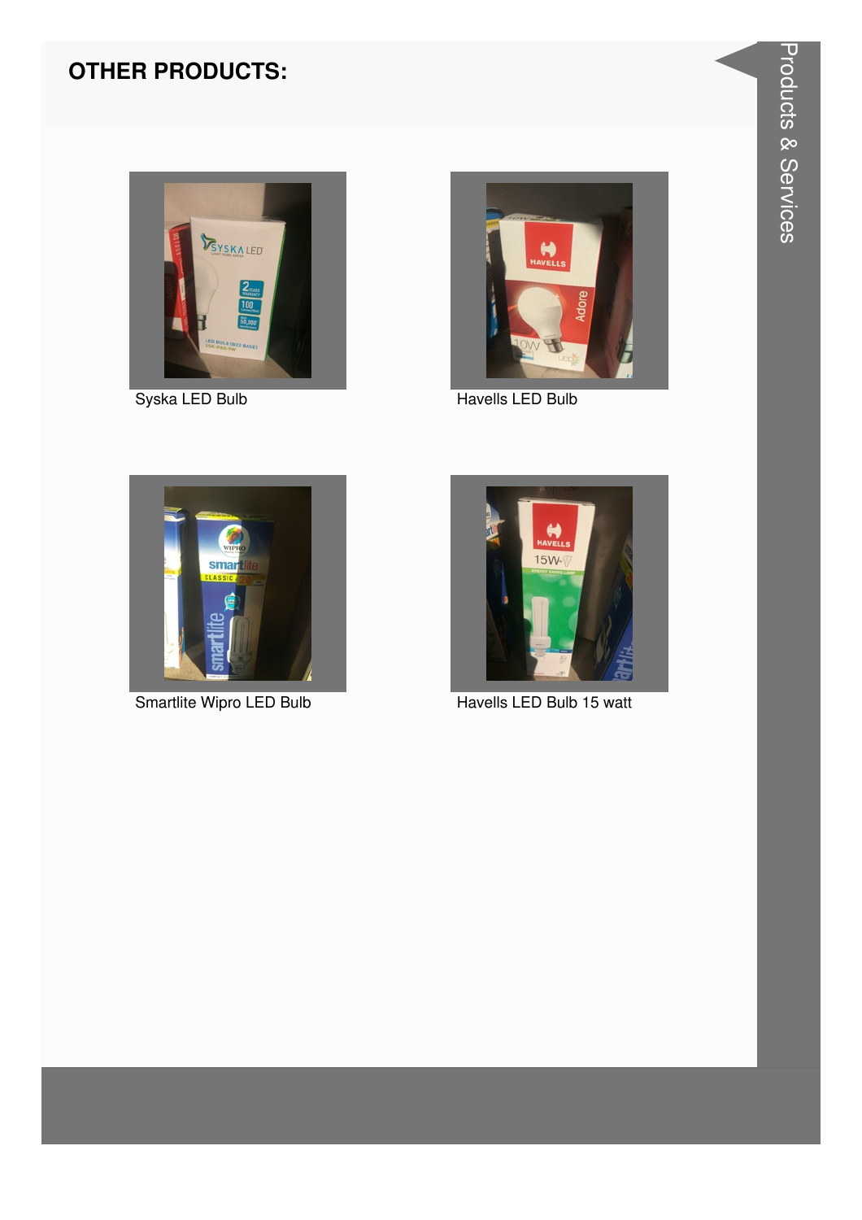## OTHER PRODUCTS:

Syska LED Bulb

Havells LED Bulb

Smartlite Wipro LED Bulb

Havells LED Bulb 15 watt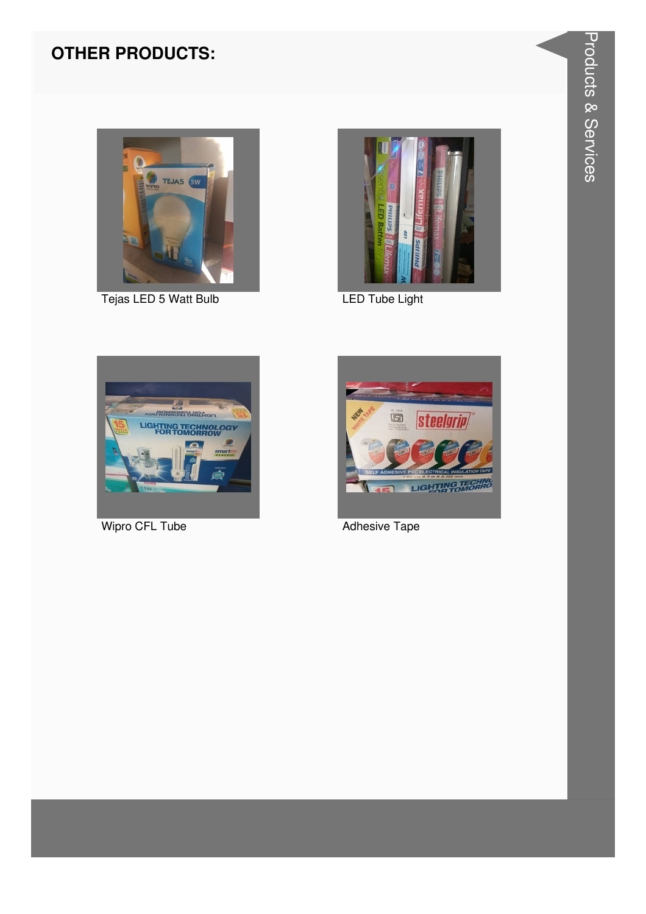## OTHER PRODUCTS:

Tejas LED 5 Watt Bulb

LED Tube Light

Wipro CFL Tube

Adhesive Tape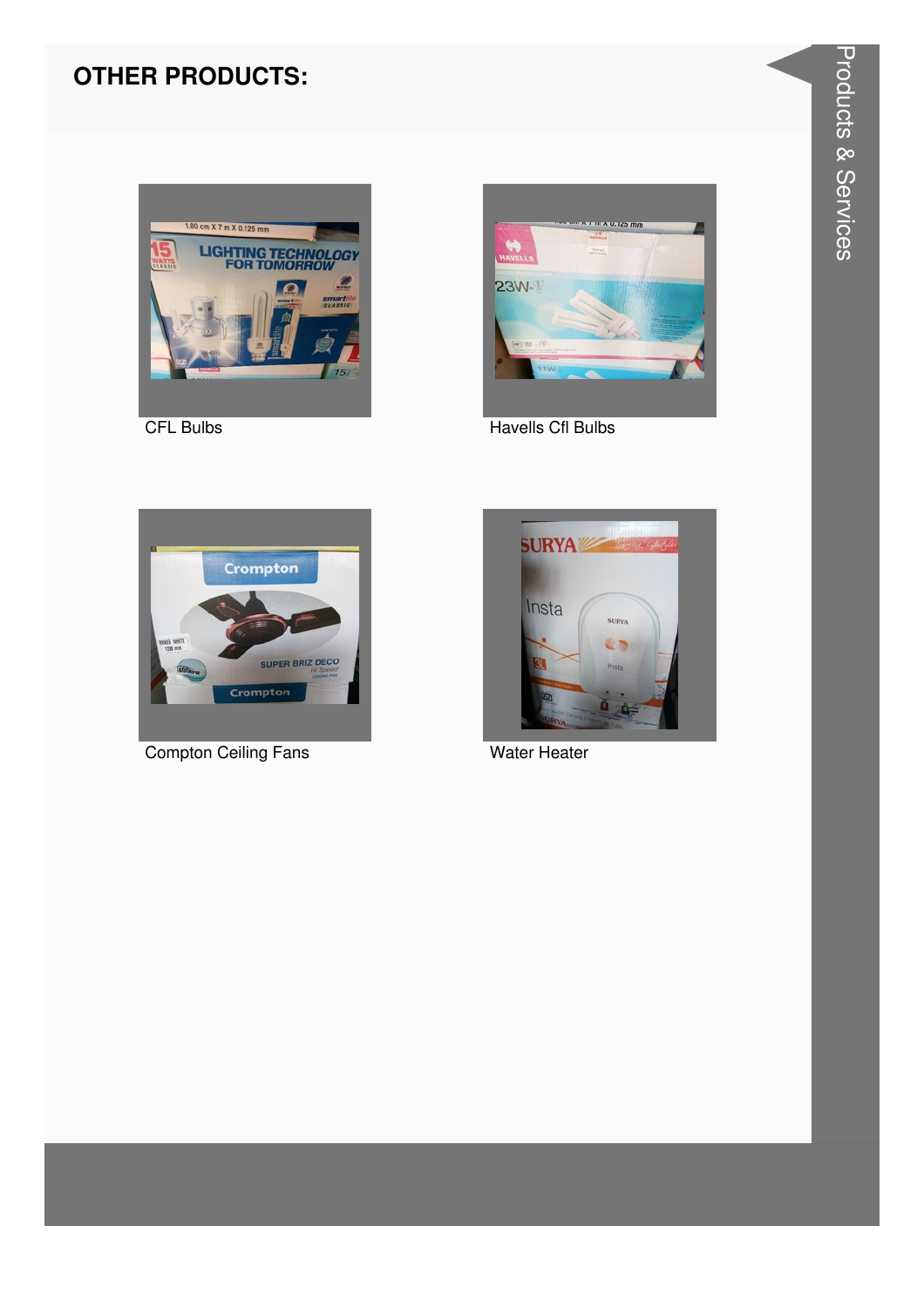## OTHER PRODUCTS:

CFL Bulbs

Havells Cfl Bulbs

Compton Ceiling Fans

Water Heater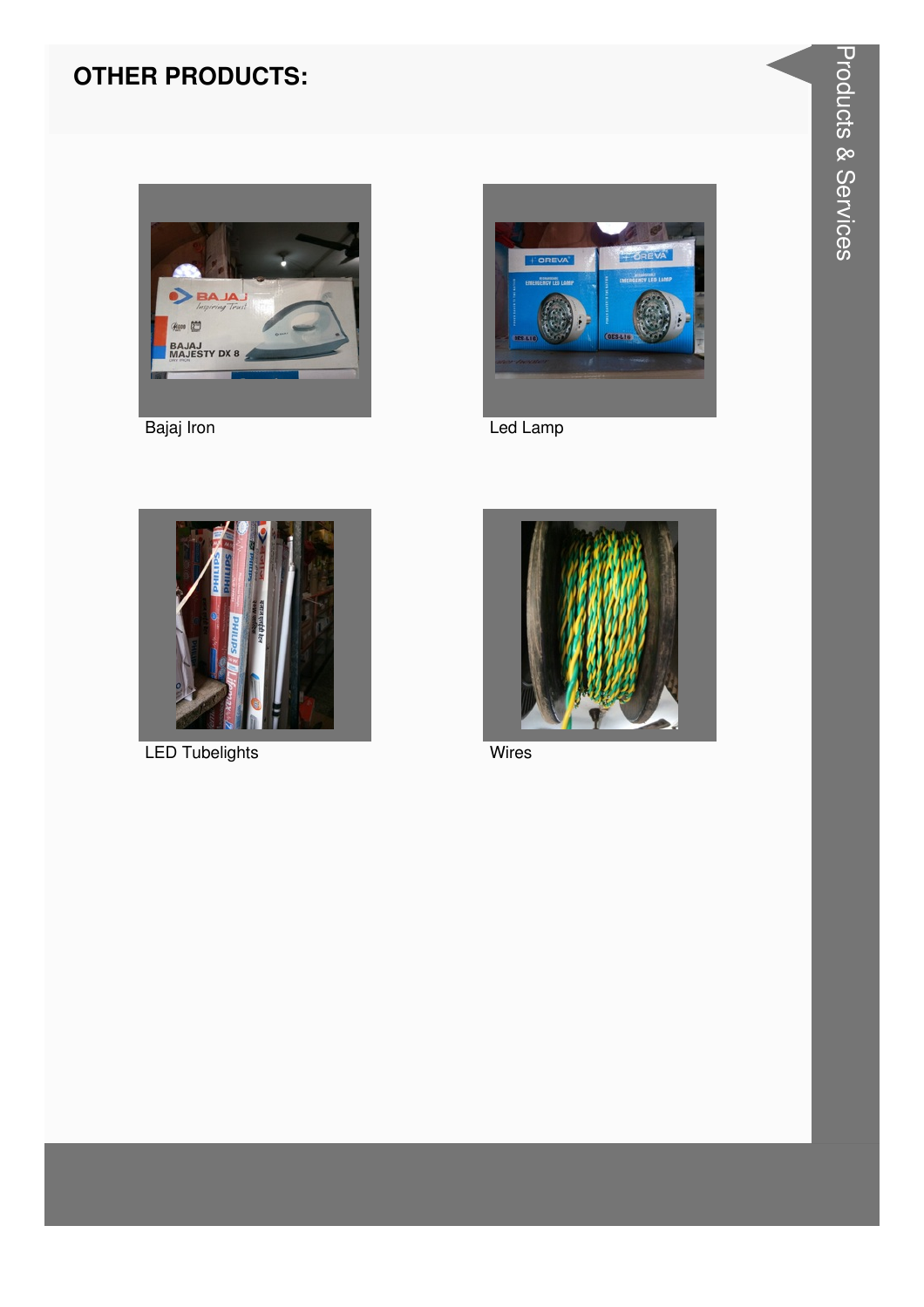## OTHER PRODUCTS:

Bajaj Iron

Led Lamp

LED Tubelights

Wires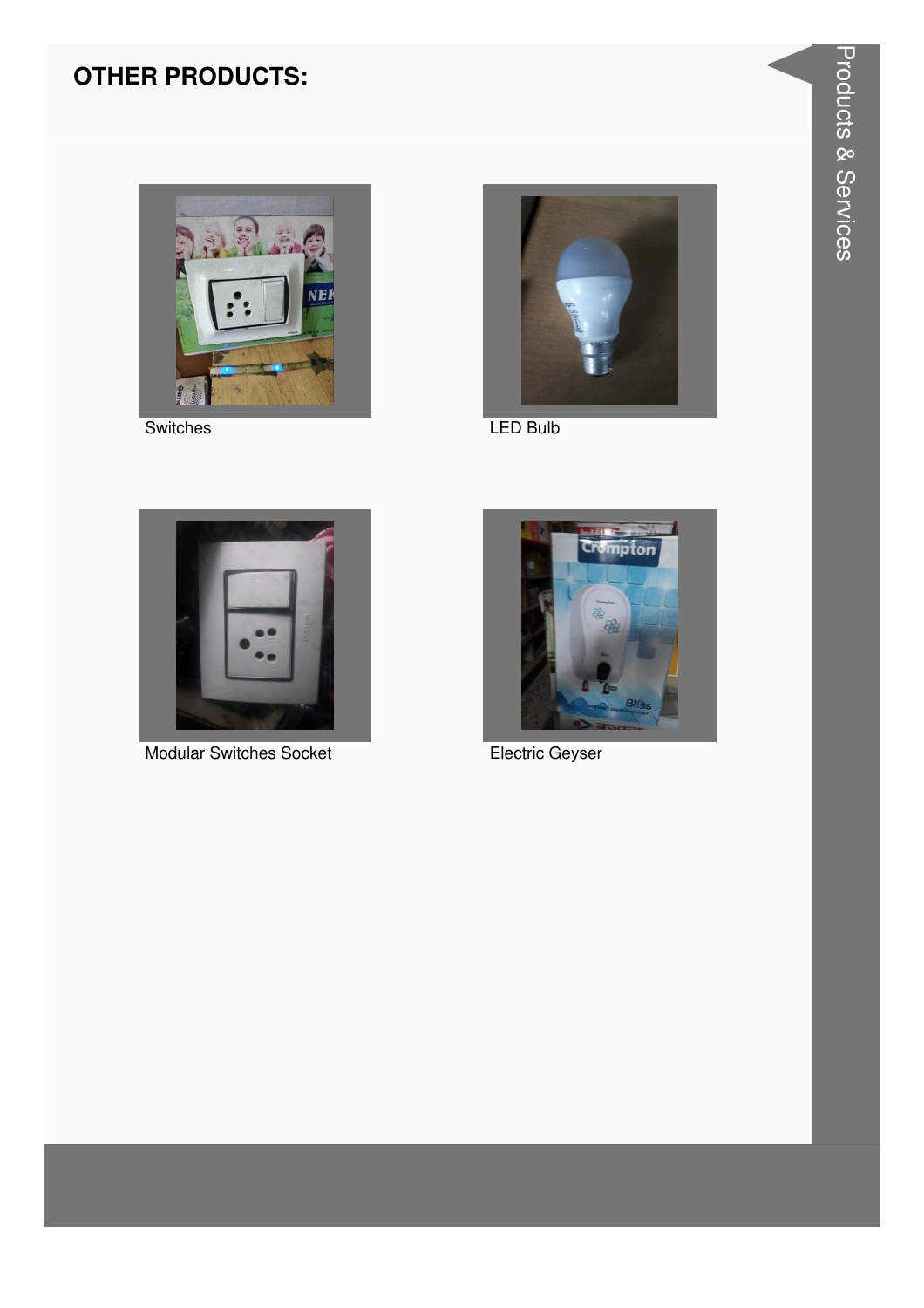## OTHER PRODUCTS:

Switches

LED Bulb

Modular Switches Socket

Electric Geyser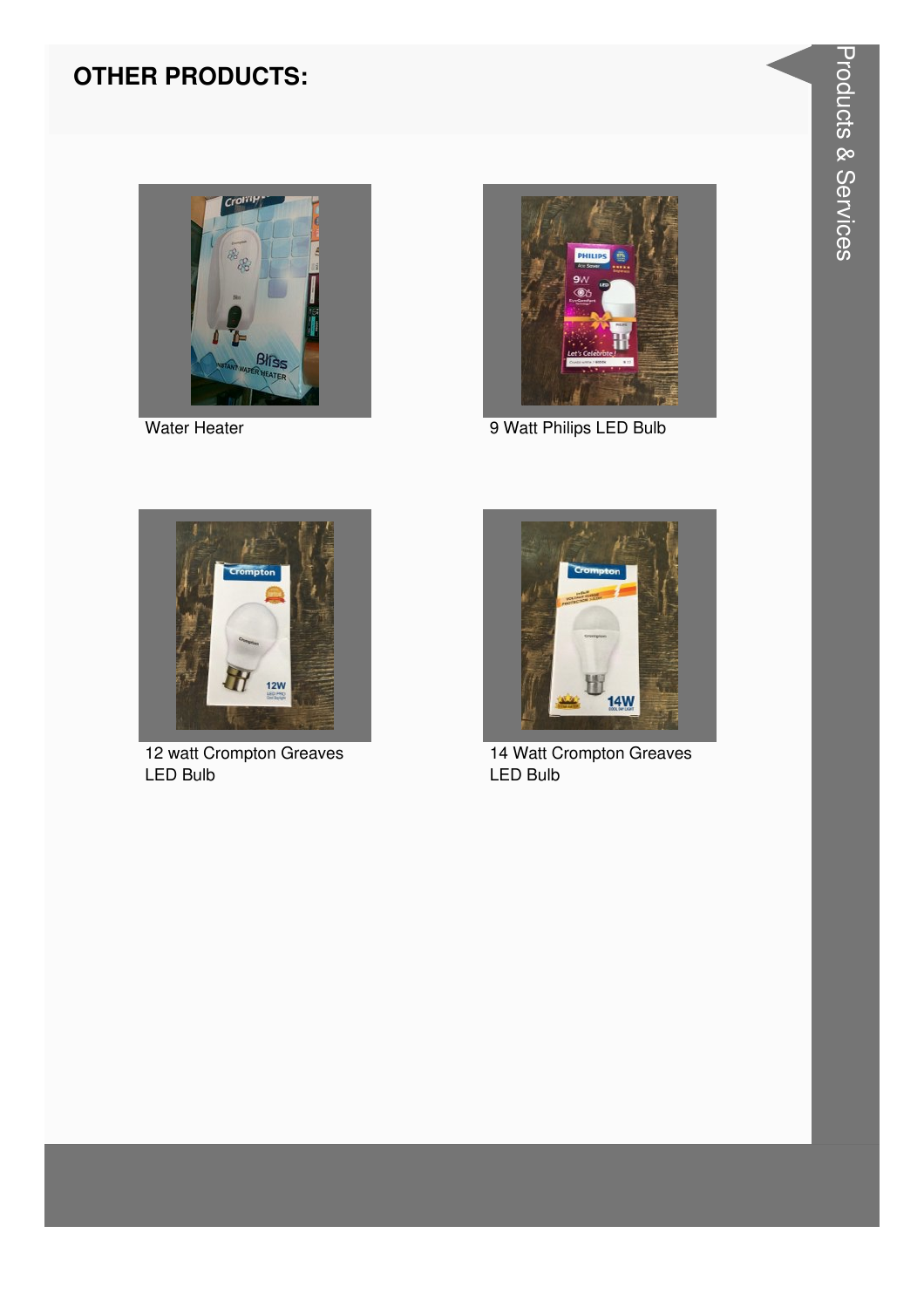## OTHER PRODUCTS:

Water Heater

9 Watt Philips LED Bulb

12 watt Crompton Greaves LED Bulb

14 Watt Crompton Greaves LED Bulb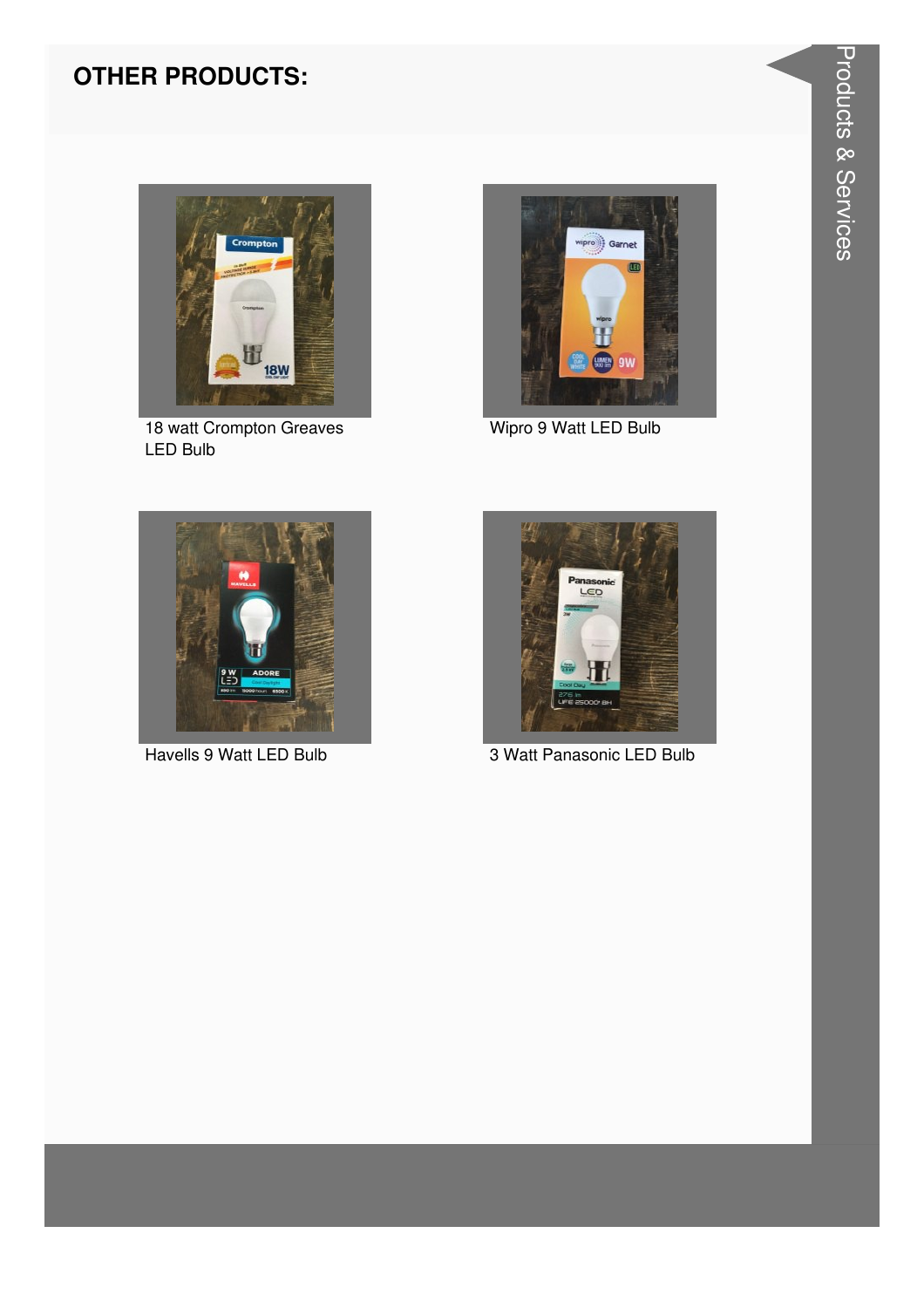## OTHER PRODUCTS:

18 watt Crompton Greaves LED Bulb

Wipro 9 Watt LED Bulb

Havells 9 Watt LED Bulb

3 Watt Panasonic LED Bulb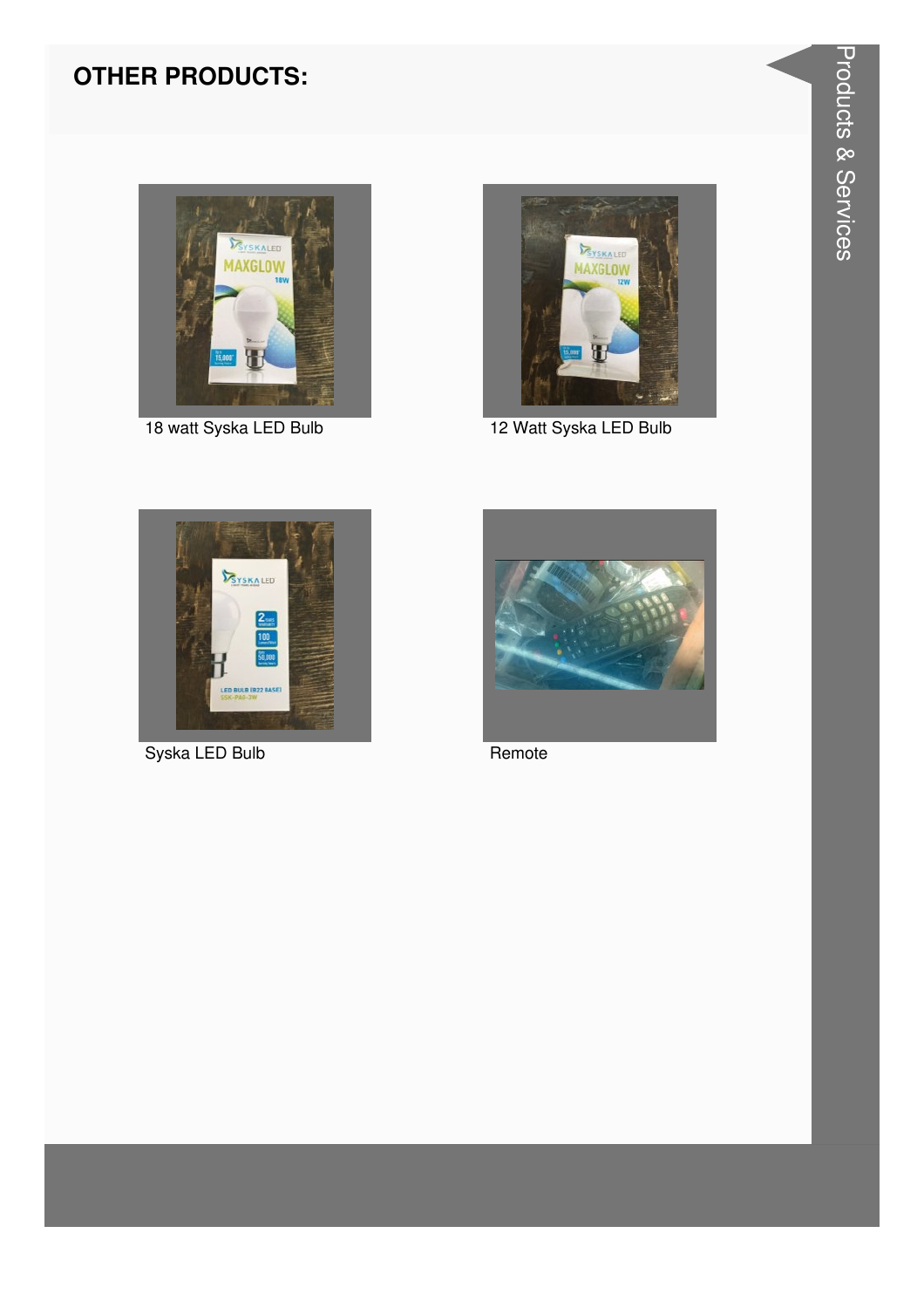## OTHER PRODUCTS:

18 watt Syska LED Bulb

12 Watt Syska LED Bulb

Syska LED Bulb

Remote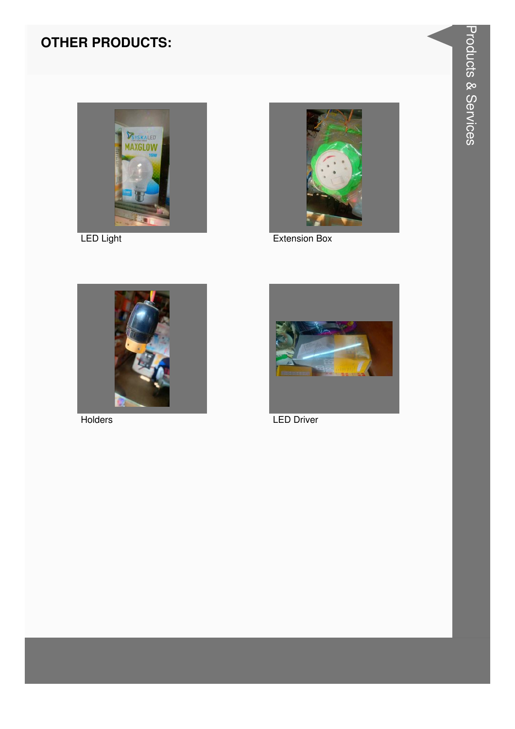## OTHER PRODUCTS:

LED Light

Extension Box

Holders

LED Driver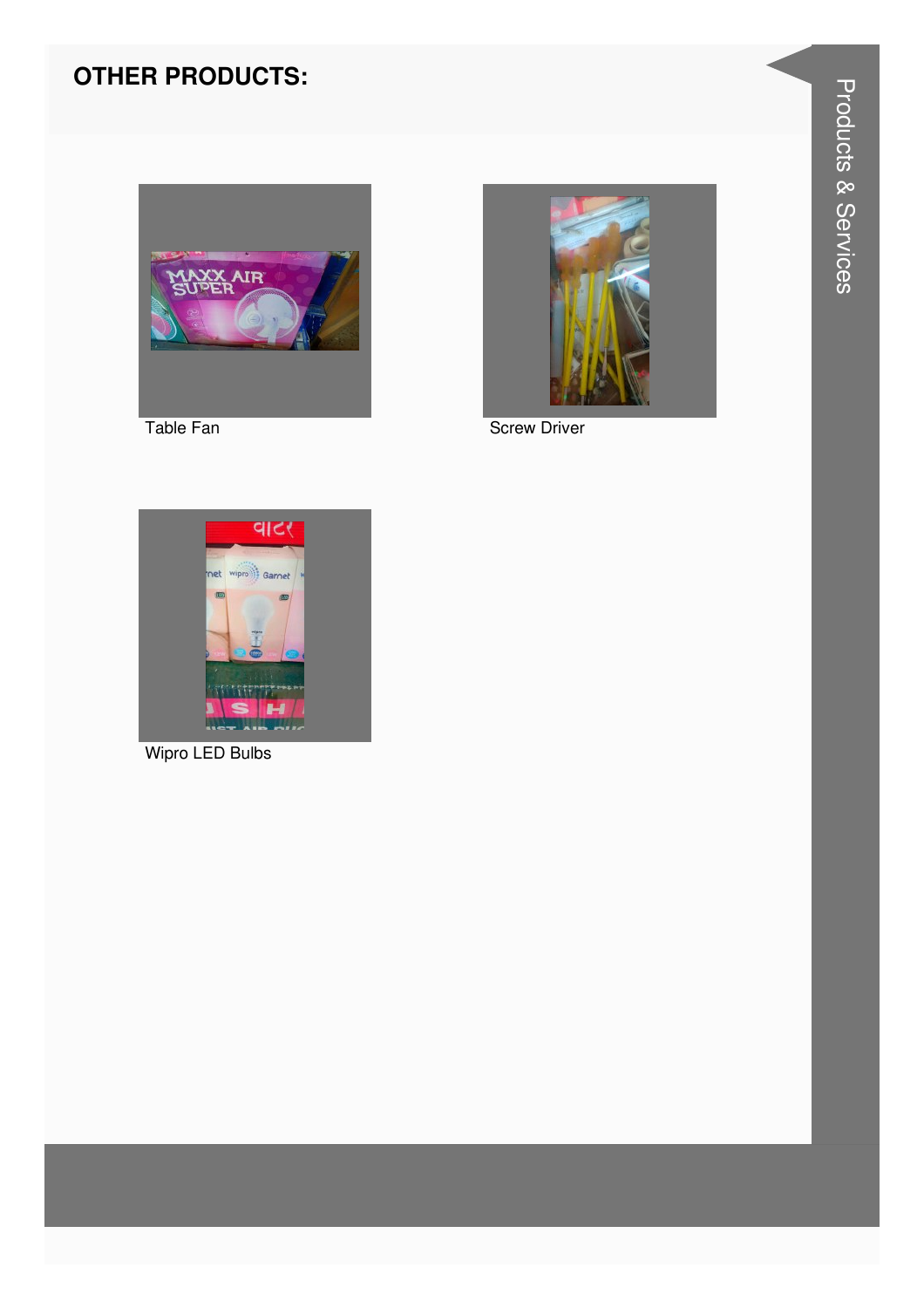## OTHER PRODUCTS:

Table Fan

Screw Driver

Wipro LED Bulbs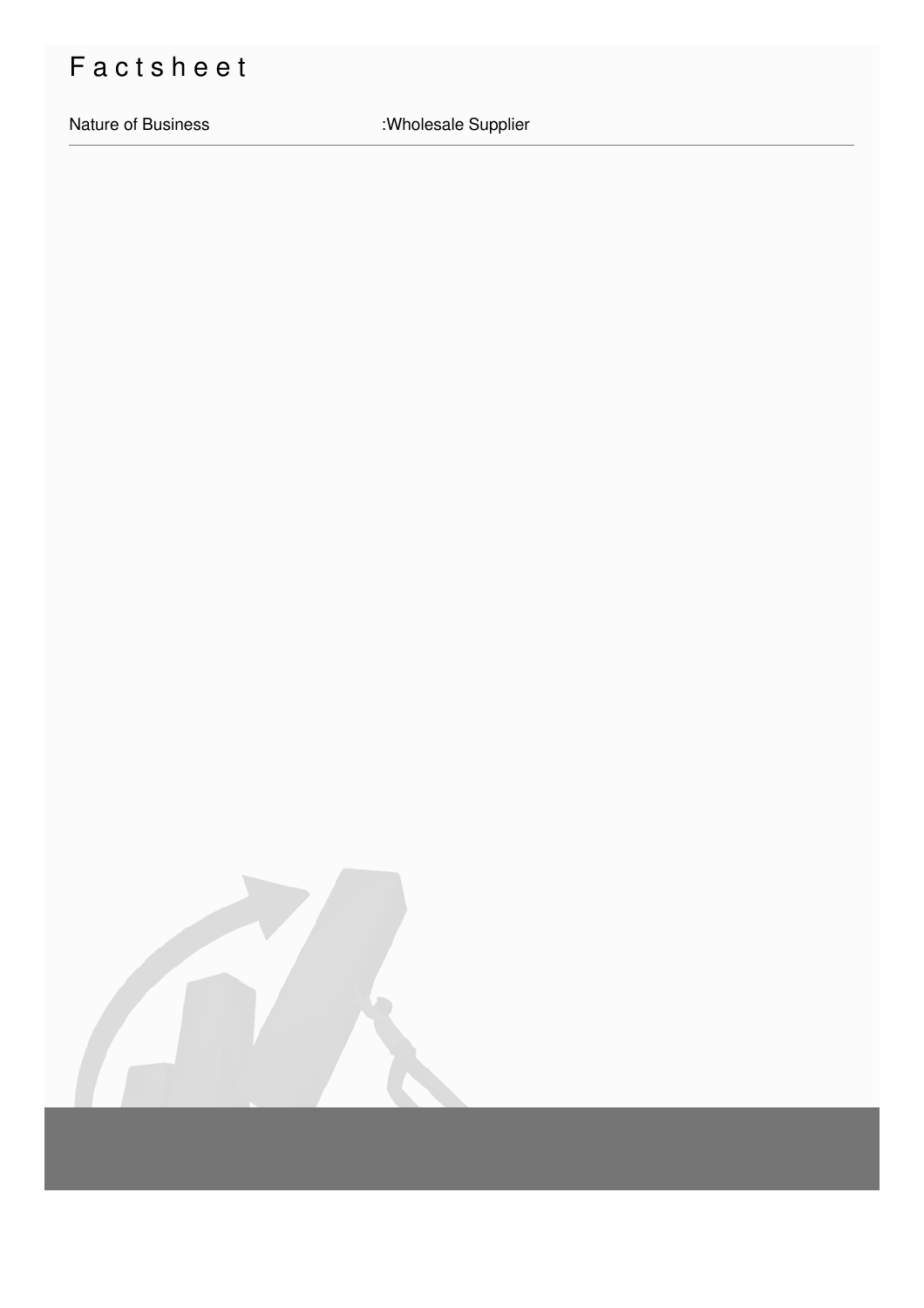# Factsheet

| Nature of Business | :Wholesale Supplier |
|---|---|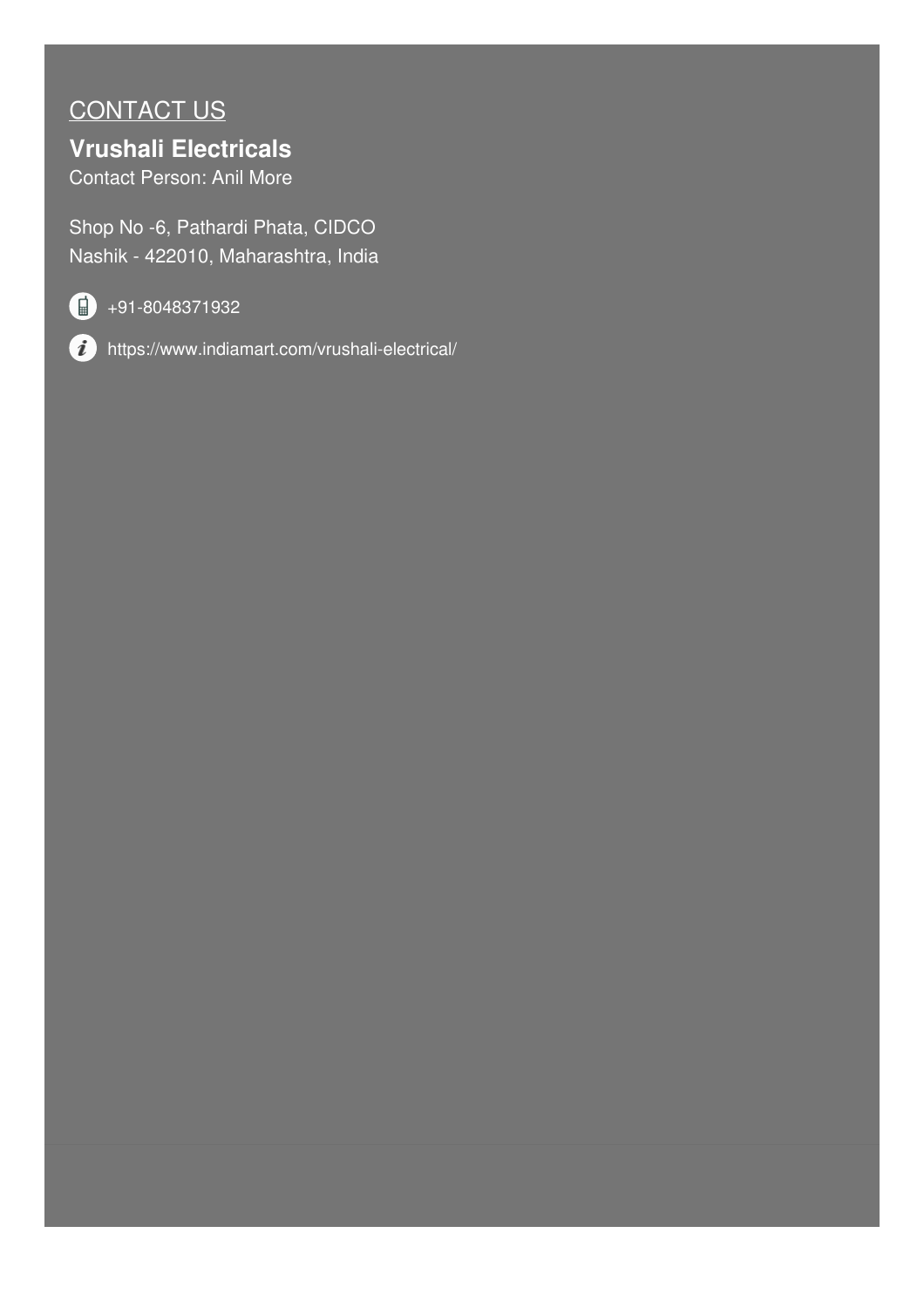## CONTACT US

**Vrushali Electricals**

Contact Person: Anil More

Shop No -6, Pathardi Phata, CIDCO
Nashik - 422010, Maharashtra, India

+91-8048371932

https://www.indiamart.com/vrushali-electrical/